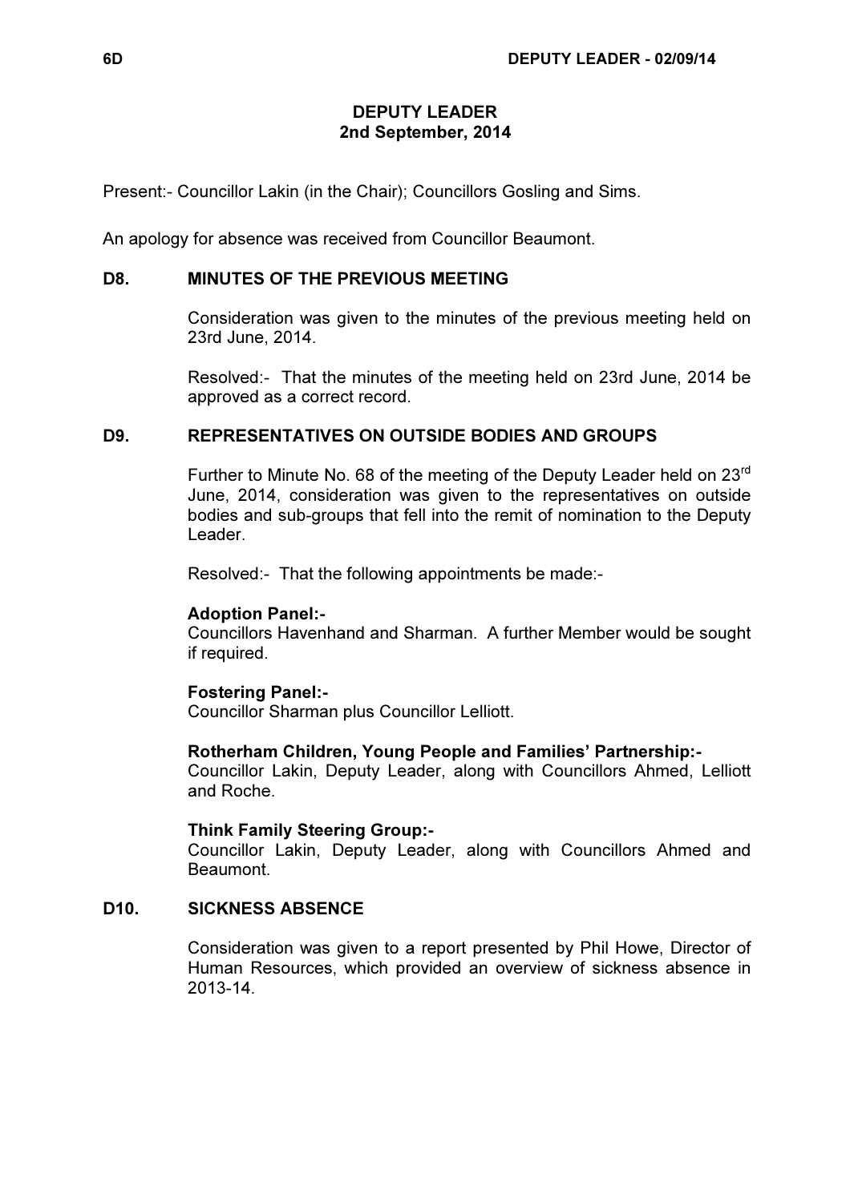# DEPUTY LEADER
## 2nd September, 2014

Present:- Councillor Lakin (in the Chair); Councillors Gosling and Sims.

An apology for absence was received from Councillor Beaumont.

### D8. MINUTES OF THE PREVIOUS MEETING

Consideration was given to the minutes of the previous meeting held on 23rd June, 2014.

Resolved:- That the minutes of the meeting held on 23rd June, 2014 be approved as a correct record.

### D9. REPRESENTATIVES ON OUTSIDE BODIES AND GROUPS

Further to Minute No. 68 of the meeting of the Deputy Leader held on 23rd June, 2014, consideration was given to the representatives on outside bodies and sub-groups that fell into the remit of nomination to the Deputy Leader.

Resolved:- That the following appointments be made:-

**Adoption Panel:-**
Councillors Havenhand and Sharman. A further Member would be sought if required.

**Fostering Panel:-**
Councillor Sharman plus Councillor Lelliott.

**Rotherham Children, Young People and Families' Partnership:-**
Councillor Lakin, Deputy Leader, along with Councillors Ahmed, Lelliott and Roche.

**Think Family Steering Group:-**
Councillor Lakin, Deputy Leader, along with Councillors Ahmed and Beaumont.

### D10. SICKNESS ABSENCE

Consideration was given to a report presented by Phil Howe, Director of Human Resources, which provided an overview of sickness absence in 2013-14.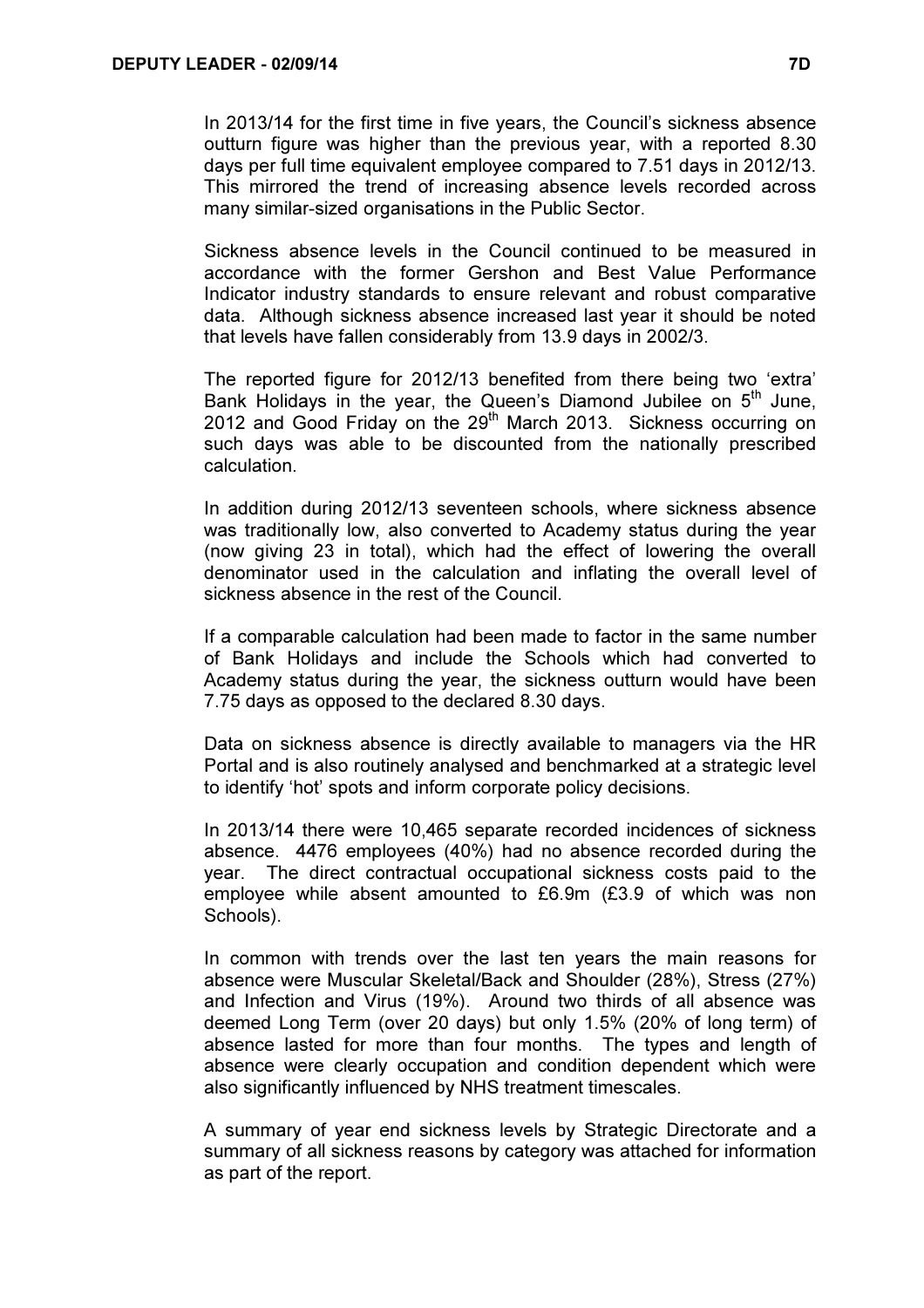In 2013/14 for the first time in five years, the Council's sickness absence outturn figure was higher than the previous year, with a reported 8.30 days per full time equivalent employee compared to 7.51 days in 2012/13. This mirrored the trend of increasing absence levels recorded across many similar-sized organisations in the Public Sector.

Sickness absence levels in the Council continued to be measured in accordance with the former Gershon and Best Value Performance Indicator industry standards to ensure relevant and robust comparative data. Although sickness absence increased last year it should be noted that levels have fallen considerably from 13.9 days in 2002/3.

The reported figure for 2012/13 benefited from there being two 'extra' Bank Holidays in the year, the Queen's Diamond Jubilee on 5th June, 2012 and Good Friday on the 29th March 2013. Sickness occurring on such days was able to be discounted from the nationally prescribed calculation.

In addition during 2012/13 seventeen schools, where sickness absence was traditionally low, also converted to Academy status during the year (now giving 23 in total), which had the effect of lowering the overall denominator used in the calculation and inflating the overall level of sickness absence in the rest of the Council.

If a comparable calculation had been made to factor in the same number of Bank Holidays and include the Schools which had converted to Academy status during the year, the sickness outturn would have been 7.75 days as opposed to the declared 8.30 days.

Data on sickness absence is directly available to managers via the HR Portal and is also routinely analysed and benchmarked at a strategic level to identify 'hot' spots and inform corporate policy decisions.

In 2013/14 there were 10,465 separate recorded incidences of sickness absence. 4476 employees (40%) had no absence recorded during the year. The direct contractual occupational sickness costs paid to the employee while absent amounted to £6.9m (£3.9 of which was non Schools).

In common with trends over the last ten years the main reasons for absence were Muscular Skeletal/Back and Shoulder (28%), Stress (27%) and Infection and Virus (19%). Around two thirds of all absence was deemed Long Term (over 20 days) but only 1.5% (20% of long term) of absence lasted for more than four months. The types and length of absence were clearly occupation and condition dependent which were also significantly influenced by NHS treatment timescales.

A summary of year end sickness levels by Strategic Directorate and a summary of all sickness reasons by category was attached for information as part of the report.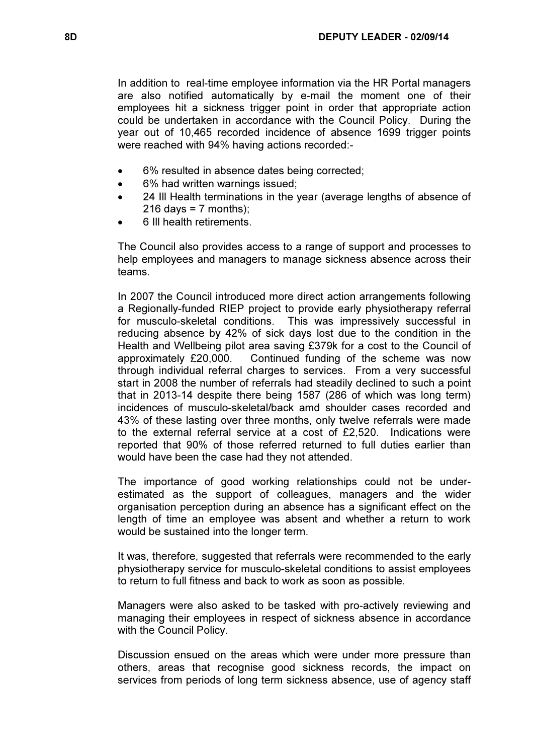In addition to real-time employee information via the HR Portal managers are also notified automatically by e-mail the moment one of their employees hit a sickness trigger point in order that appropriate action could be undertaken in accordance with the Council Policy. During the year out of 10,465 recorded incidence of absence 1699 trigger points were reached with 94% having actions recorded:-

- 6% resulted in absence dates being corrected;
- 6% had written warnings issued;
- 24 Ill Health terminations in the year (average lengths of absence of 216 days = 7 months);
- 6 Ill health retirements.

The Council also provides access to a range of support and processes to help employees and managers to manage sickness absence across their teams.

In 2007 the Council introduced more direct action arrangements following a Regionally-funded RIEP project to provide early physiotherapy referral for musculo-skeletal conditions. This was impressively successful in reducing absence by 42% of sick days lost due to the condition in the Health and Wellbeing pilot area saving £379k for a cost to the Council of approximately £20,000. Continued funding of the scheme was now through individual referral charges to services. From a very successful start in 2008 the number of referrals had steadily declined to such a point that in 2013-14 despite there being 1587 (286 of which was long term) incidences of musculo-skeletal/back amd shoulder cases recorded and 43% of these lasting over three months, only twelve referrals were made to the external referral service at a cost of £2,520. Indications were reported that 90% of those referred returned to full duties earlier than would have been the case had they not attended.

The importance of good working relationships could not be under-estimated as the support of colleagues, managers and the wider organisation perception during an absence has a significant effect on the length of time an employee was absent and whether a return to work would be sustained into the longer term.

It was, therefore, suggested that referrals were recommended to the early physiotherapy service for musculo-skeletal conditions to assist employees to return to full fitness and back to work as soon as possible.

Managers were also asked to be tasked with pro-actively reviewing and managing their employees in respect of sickness absence in accordance with the Council Policy.

Discussion ensued on the areas which were under more pressure than others, areas that recognise good sickness records, the impact on services from periods of long term sickness absence, use of agency staff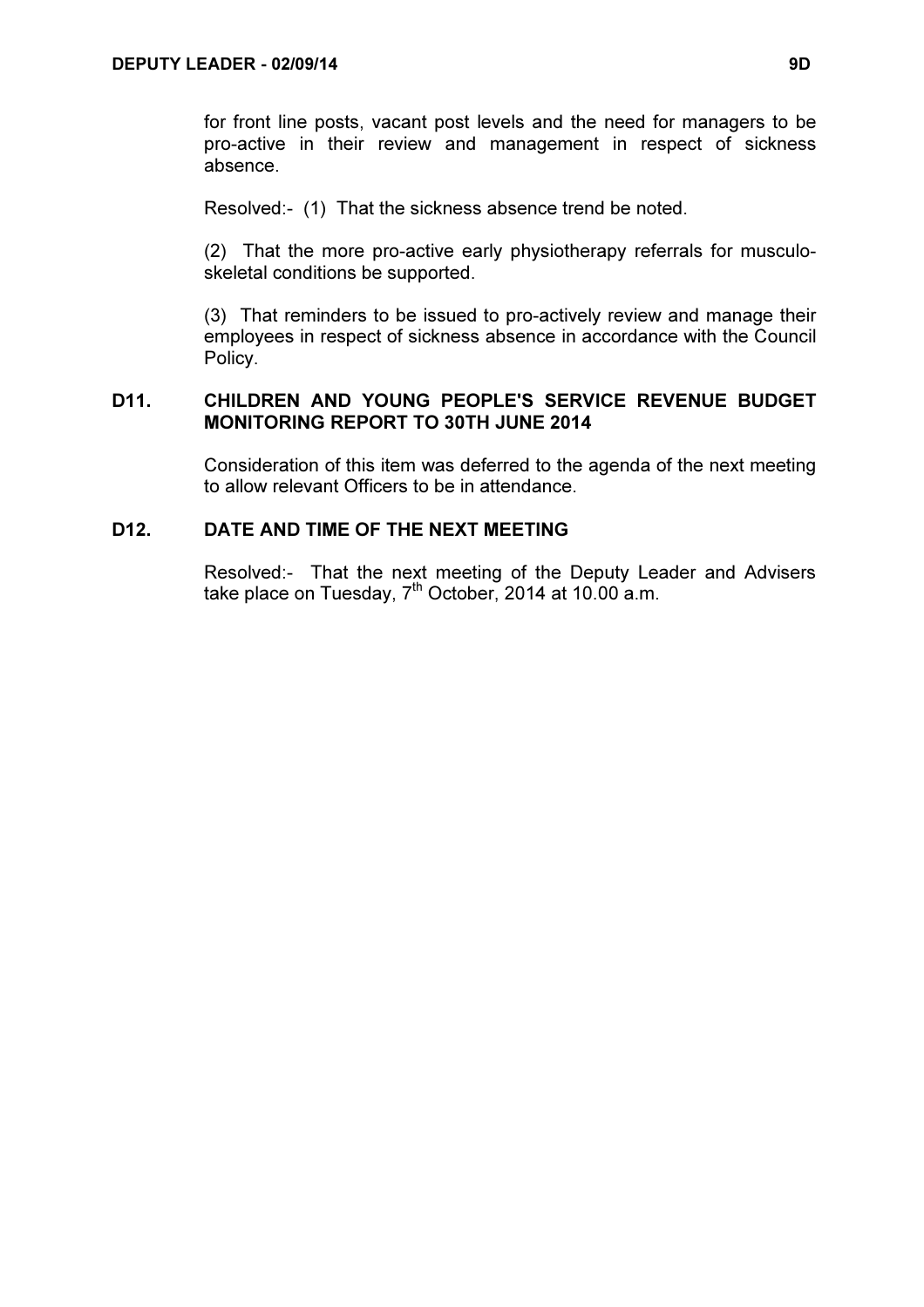for front line posts, vacant post levels and the need for managers to be pro-active in their review and management in respect of sickness absence.

Resolved:- (1) That the sickness absence trend be noted.

(2) That the more pro-active early physiotherapy referrals for musculo-skeletal conditions be supported.

(3) That reminders to be issued to pro-actively review and manage their employees in respect of sickness absence in accordance with the Council Policy.

## D11. CHILDREN AND YOUNG PEOPLE'S SERVICE REVENUE BUDGET MONITORING REPORT TO 30TH JUNE 2014

Consideration of this item was deferred to the agenda of the next meeting to allow relevant Officers to be in attendance.

## D12. DATE AND TIME OF THE NEXT MEETING

Resolved:- That the next meeting of the Deputy Leader and Advisers take place on Tuesday, 7th October, 2014 at 10.00 a.m.